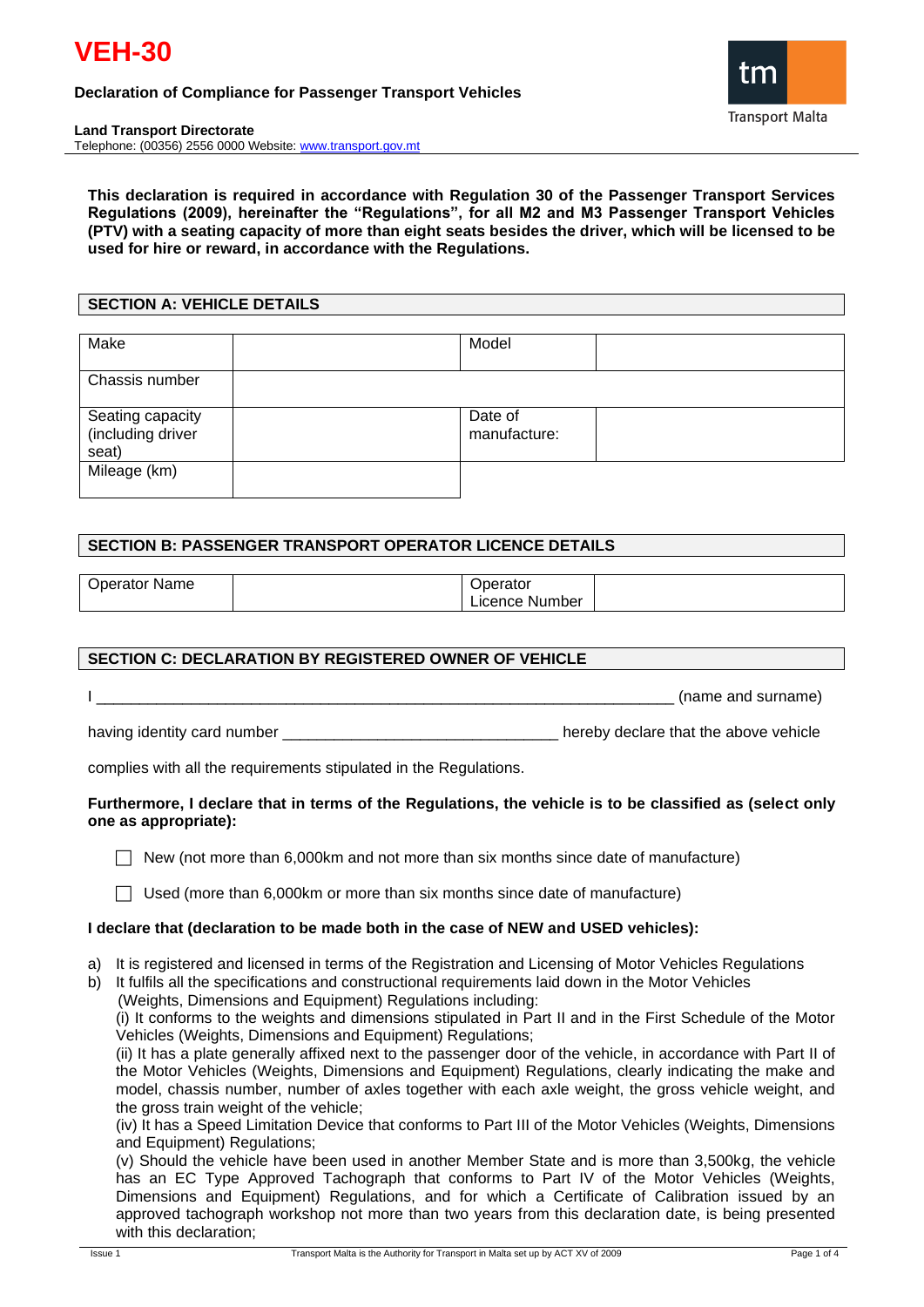# VEH-30

**Declaration of Compliance for Passenger Transport Vehicles**

**Land Transport Directorate**
Telephone: (00356) 2556 0000 Website: www.transport.gov.mt

**This declaration is required in accordance with Regulation 30 of the Passenger Transport Services Regulations (2009), hereinafter the "Regulations", for all M2 and M3 Passenger Transport Vehicles (PTV) with a seating capacity of more than eight seats besides the driver, which will be licensed to be used for hire or reward, in accordance with the Regulations.**

## SECTION A: VEHICLE DETAILS

| | | | |
|---|---|---|---|
| Make | | Model | |
| Chassis number | | | |
| Seating capacity (including driver seat) | | Date of manufacture: | |
| Mileage (km) | | | |

## SECTION B: PASSENGER TRANSPORT OPERATOR LICENCE DETAILS

| | | | |
|---|---|---|---|
| Operator Name | | Operator Licence Number | |

## SECTION C: DECLARATION BY REGISTERED OWNER OF VEHICLE

I ______________________________________________________________________ (name and surname)

having identity card number _______________________________ hereby declare that the above vehicle

complies with all the requirements stipulated in the Regulations.

**Furthermore, I declare that in terms of the Regulations, the vehicle is to be classified as (select only one as appropriate):**

☐ New (not more than 6,000km and not more than six months since date of manufacture)

☐ Used (more than 6,000km or more than six months since date of manufacture)

**I declare that (declaration to be made both in the case of NEW and USED vehicles):**

a) It is registered and licensed in terms of the Registration and Licensing of Motor Vehicles Regulations
b) It fulfils all the specifications and constructional requirements laid down in the Motor Vehicles (Weights, Dimensions and Equipment) Regulations including:
   (i) It conforms to the weights and dimensions stipulated in Part II and in the First Schedule of the Motor Vehicles (Weights, Dimensions and Equipment) Regulations;
   (ii) It has a plate generally affixed next to the passenger door of the vehicle, in accordance with Part II of the Motor Vehicles (Weights, Dimensions and Equipment) Regulations, clearly indicating the make and model, chassis number, number of axles together with each axle weight, the gross vehicle weight, and the gross train weight of the vehicle;
   (iv) It has a Speed Limitation Device that conforms to Part III of the Motor Vehicles (Weights, Dimensions and Equipment) Regulations;
   (v) Should the vehicle have been used in another Member State and is more than 3,500kg, the vehicle has an EC Type Approved Tachograph that conforms to Part IV of the Motor Vehicles (Weights, Dimensions and Equipment) Regulations, and for which a Certificate of Calibration issued by an approved tachograph workshop not more than two years from this declaration date, is being presented with this declaration;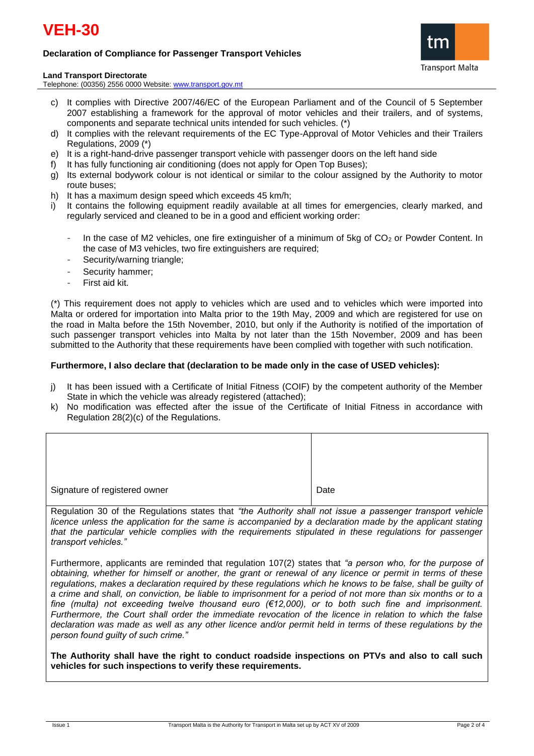c) It complies with Directive 2007/46/EC of the European Parliament and of the Council of 5 September 2007 establishing a framework for the approval of motor vehicles and their trailers, and of systems, components and separate technical units intended for such vehicles. (*)
d) It complies with the relevant requirements of the EC Type-Approval of Motor Vehicles and their Trailers Regulations, 2009 (*)
e) It is a right-hand-drive passenger transport vehicle with passenger doors on the left hand side
f) It has fully functioning air conditioning (does not apply for Open Top Buses);
g) Its external bodywork colour is not identical or similar to the colour assigned by the Authority to motor route buses;
h) It has a maximum design speed which exceeds 45 km/h;
i) It contains the following equipment readily available at all times for emergencies, clearly marked, and regularly serviced and cleaned to be in a good and efficient working order:
   - In the case of M2 vehicles, one fire extinguisher of a minimum of 5kg of $CO_2$ or Powder Content. In the case of M3 vehicles, two fire extinguishers are required;
   - Security/warning triangle;
   - Security hammer;
   - First aid kit.

(*) This requirement does not apply to vehicles which are used and to vehicles which were imported into Malta or ordered for importation into Malta prior to the 19th May, 2009 and which are registered for use on the road in Malta before the 15th November, 2010, but only if the Authority is notified of the importation of such passenger transport vehicles into Malta by not later than the 15th November, 2009 and has been submitted to the Authority that these requirements have been complied with together with such notification.

**Furthermore, I also declare that (declaration to be made only in the case of USED vehicles):**

j) It has been issued with a Certificate of Initial Fitness (COIF) by the competent authority of the Member State in which the vehicle was already registered (attached);
k) No modification was effected after the issue of the Certificate of Initial Fitness in accordance with Regulation 28(2)(c) of the Regulations.

| | |
|---|---|
| Signature of registered owner | Date |

Regulation 30 of the Regulations states that *"the Authority shall not issue a passenger transport vehicle licence unless the application for the same is accompanied by a declaration made by the applicant stating that the particular vehicle complies with the requirements stipulated in these regulations for passenger transport vehicles."*

Furthermore, applicants are reminded that regulation 107(2) states that *"a person who, for the purpose of obtaining, whether for himself or another, the grant or renewal of any licence or permit in terms of these regulations, makes a declaration required by these regulations which he knows to be false, shall be guilty of a crime and shall, on conviction, be liable to imprisonment for a period of not more than six months or to a fine (multa) not exceeding twelve thousand euro (€12,000), or to both such fine and imprisonment. Furthermore, the Court shall order the immediate revocation of the licence in relation to which the false declaration was made as well as any other licence and/or permit held in terms of these regulations by the person found guilty of such crime."*

**The Authority shall have the right to conduct roadside inspections on PTVs and also to call such vehicles for such inspections to verify these requirements.**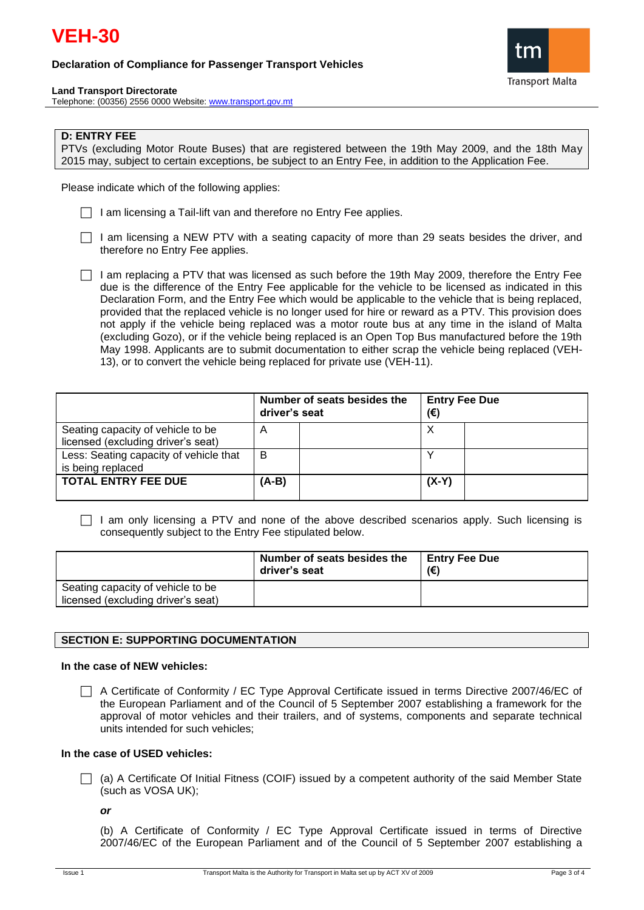## D: ENTRY FEE

PTVs (excluding Motor Route Buses) that are registered between the 19th May 2009, and the 18th May 2015 may, subject to certain exceptions, be subject to an Entry Fee, in addition to the Application Fee.

Please indicate which of the following applies:

- ☐ I am licensing a Tail-lift van and therefore no Entry Fee applies.

- ☐ I am licensing a NEW PTV with a seating capacity of more than 29 seats besides the driver, and therefore no Entry Fee applies.

- ☐ I am replacing a PTV that was licensed as such before the 19th May 2009, therefore the Entry Fee due is the difference of the Entry Fee applicable for the vehicle to be licensed as indicated in this Declaration Form, and the Entry Fee which would be applicable to the vehicle that is being replaced, provided that the replaced vehicle is no longer used for hire or reward as a PTV. This provision does not apply if the vehicle being replaced was a motor route bus at any time in the island of Malta (excluding Gozo), or if the vehicle being replaced is an Open Top Bus manufactured before the 19th May 1998. Applicants are to submit documentation to either scrap the vehicle being replaced (VEH-13), or to convert the vehicle being replaced for private use (VEH-11).

| | **Number of seats besides the driver's seat** | | **Entry Fee Due (€)** | |
|---|---|---|---|---|
| Seating capacity of vehicle to be licensed (excluding driver's seat) | A | | X | |
| Less: Seating capacity of vehicle that is being replaced | B | | Y | |
| **TOTAL ENTRY FEE DUE** | **(A-B)** | | **(X-Y)** | |

- ☐ I am only licensing a PTV and none of the above described scenarios apply. Such licensing is consequently subject to the Entry Fee stipulated below.

| | **Number of seats besides the driver's seat** | **Entry Fee Due (€)** |
|---|---|---|
| Seating capacity of vehicle to be licensed (excluding driver's seat) | | |

## SECTION E: SUPPORTING DOCUMENTATION

**In the case of NEW vehicles:**

- ☐ A Certificate of Conformity / EC Type Approval Certificate issued in terms Directive 2007/46/EC of the European Parliament and of the Council of 5 September 2007 establishing a framework for the approval of motor vehicles and their trailers, and of systems, components and separate technical units intended for such vehicles;

**In the case of USED vehicles:**

- ☐ (a) A Certificate Of Initial Fitness (COIF) issued by a competent authority of the said Member State (such as VOSA UK);

  ***or***

  (b) A Certificate of Conformity / EC Type Approval Certificate issued in terms of Directive 2007/46/EC of the European Parliament and of the Council of 5 September 2007 establishing a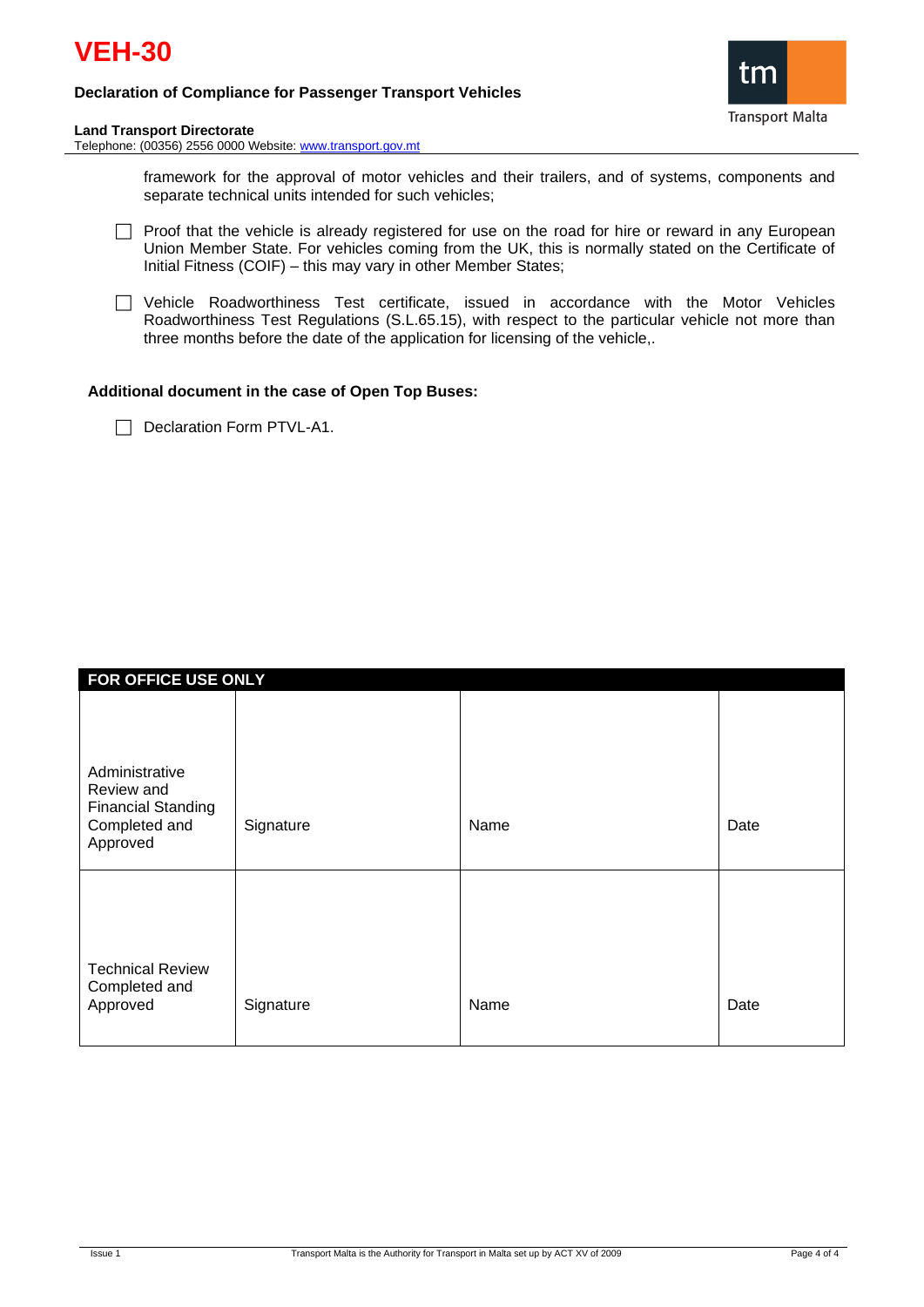framework for the approval of motor vehicles and their trailers, and of systems, components and separate technical units intended for such vehicles;

- ☐ Proof that the vehicle is already registered for use on the road for hire or reward in any European Union Member State. For vehicles coming from the UK, this is normally stated on the Certificate of Initial Fitness (COIF) – this may vary in other Member States;
- ☐ Vehicle Roadworthiness Test certificate, issued in accordance with the Motor Vehicles Roadworthiness Test Regulations (S.L.65.15), with respect to the particular vehicle not more than three months before the date of the application for licensing of the vehicle,.

**Additional document in the case of Open Top Buses:**

- ☐ Declaration Form PTVL-A1.

| FOR OFFICE USE ONLY | | | |
|---|---|---|---|
| Administrative Review and Financial Standing Completed and Approved | Signature | Name | Date |
| Technical Review Completed and Approved | Signature | Name | Date |